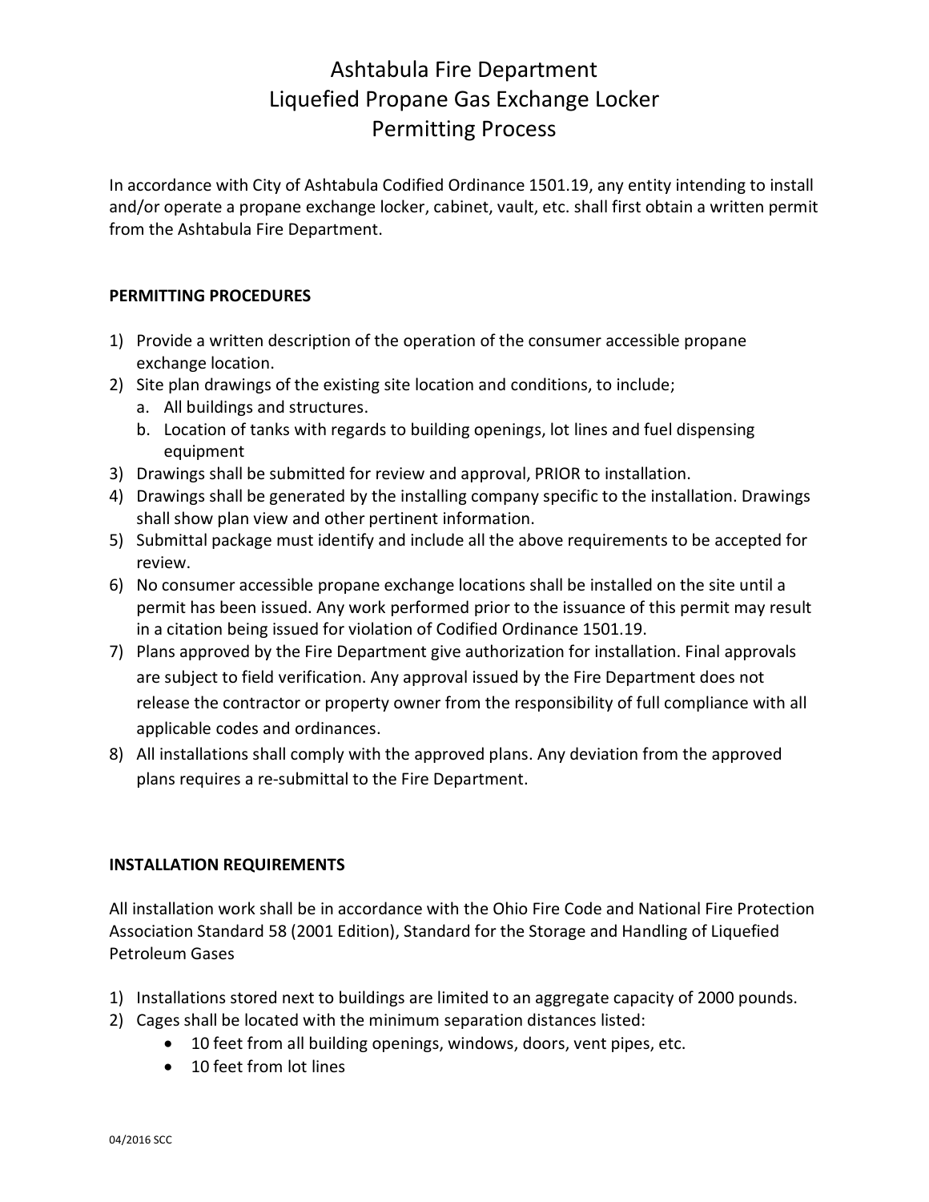# Ashtabula Fire Department
# Liquefied Propane Gas Exchange Locker
# Permitting Process

In accordance with City of Ashtabula Codified Ordinance 1501.19, any entity intending to install and/or operate a propane exchange locker, cabinet, vault, etc. shall first obtain a written permit from the Ashtabula Fire Department.

**PERMITTING PROCEDURES**

1) Provide a written description of the operation of the consumer accessible propane exchange location.
2) Site plan drawings of the existing site location and conditions, to include;
   a. All buildings and structures.
   b. Location of tanks with regards to building openings, lot lines and fuel dispensing equipment
3) Drawings shall be submitted for review and approval, PRIOR to installation.
4) Drawings shall be generated by the installing company specific to the installation. Drawings shall show plan view and other pertinent information.
5) Submittal package must identify and include all the above requirements to be accepted for review.
6) No consumer accessible propane exchange locations shall be installed on the site until a permit has been issued. Any work performed prior to the issuance of this permit may result in a citation being issued for violation of Codified Ordinance 1501.19.
7) Plans approved by the Fire Department give authorization for installation. Final approvals are subject to field verification. Any approval issued by the Fire Department does not release the contractor or property owner from the responsibility of full compliance with all applicable codes and ordinances.
8) All installations shall comply with the approved plans. Any deviation from the approved plans requires a re-submittal to the Fire Department.

**INSTALLATION REQUIREMENTS**

All installation work shall be in accordance with the Ohio Fire Code and National Fire Protection Association Standard 58 (2001 Edition), Standard for the Storage and Handling of Liquefied Petroleum Gases

1) Installations stored next to buildings are limited to an aggregate capacity of 2000 pounds.
2) Cages shall be located with the minimum separation distances listed:
   - 10 feet from all building openings, windows, doors, vent pipes, etc.
   - 10 feet from lot lines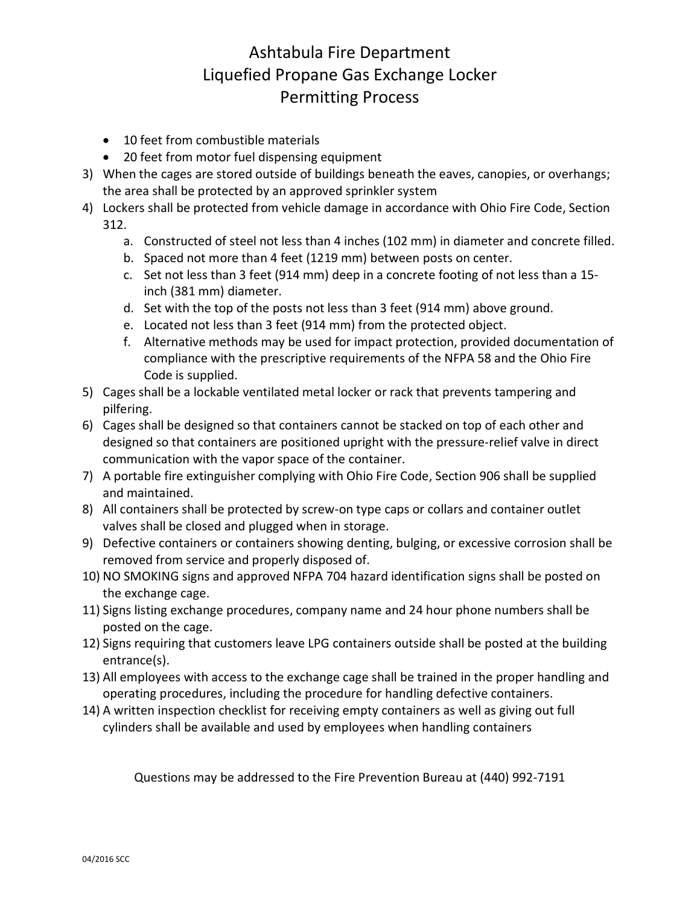# Ashtabula Fire Department
# Liquefied Propane Gas Exchange Locker
# Permitting Process

- 10 feet from combustible materials
- 20 feet from motor fuel dispensing equipment

3) When the cages are stored outside of buildings beneath the eaves, canopies, or overhangs; the area shall be protected by an approved sprinkler system
4) Lockers shall be protected from vehicle damage in accordance with Ohio Fire Code, Section 312.
    a. Constructed of steel not less than 4 inches (102 mm) in diameter and concrete filled.
    b. Spaced not more than 4 feet (1219 mm) between posts on center.
    c. Set not less than 3 feet (914 mm) deep in a concrete footing of not less than a 15-inch (381 mm) diameter.
    d. Set with the top of the posts not less than 3 feet (914 mm) above ground.
    e. Located not less than 3 feet (914 mm) from the protected object.
    f. Alternative methods may be used for impact protection, provided documentation of compliance with the prescriptive requirements of the NFPA 58 and the Ohio Fire Code is supplied.
5) Cages shall be a lockable ventilated metal locker or rack that prevents tampering and pilfering.
6) Cages shall be designed so that containers cannot be stacked on top of each other and designed so that containers are positioned upright with the pressure-relief valve in direct communication with the vapor space of the container.
7) A portable fire extinguisher complying with Ohio Fire Code, Section 906 shall be supplied and maintained.
8) All containers shall be protected by screw-on type caps or collars and container outlet valves shall be closed and plugged when in storage.
9) Defective containers or containers showing denting, bulging, or excessive corrosion shall be removed from service and properly disposed of.
10) NO SMOKING signs and approved NFPA 704 hazard identification signs shall be posted on the exchange cage.
11) Signs listing exchange procedures, company name and 24 hour phone numbers shall be posted on the cage.
12) Signs requiring that customers leave LPG containers outside shall be posted at the building entrance(s).
13) All employees with access to the exchange cage shall be trained in the proper handling and operating procedures, including the procedure for handling defective containers.
14) A written inspection checklist for receiving empty containers as well as giving out full cylinders shall be available and used by employees when handling containers

Questions may be addressed to the Fire Prevention Bureau at (440) 992-7191

04/2016 SCC